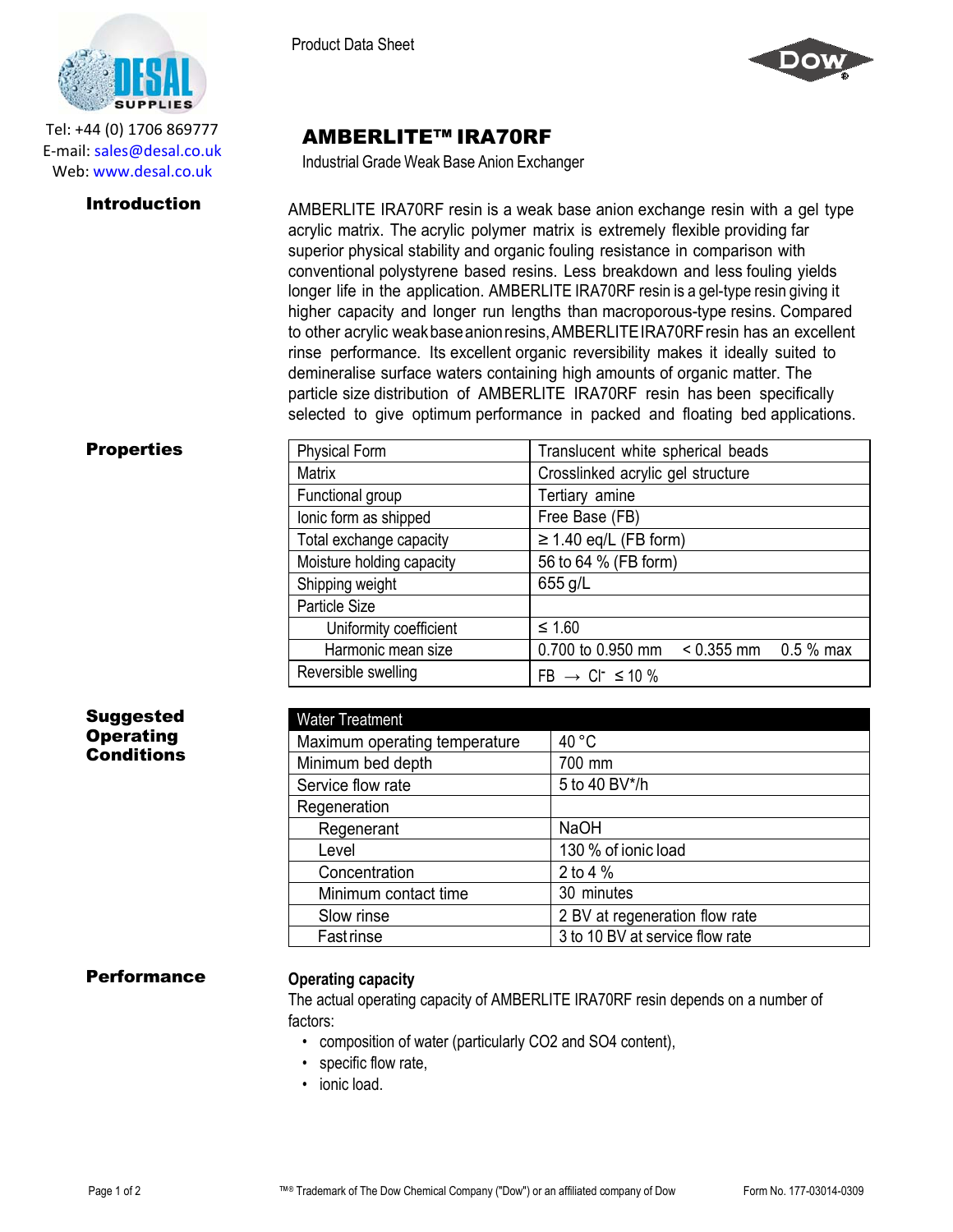Tel: +44 (0) 1706 869777
E-mail: sales@desal.co.uk
Web: www.desal.co.uk

Product Data Sheet

# AMBERLITE™ IRA70RF

Industrial Grade Weak Base Anion Exchanger

## Introduction

AMBERLITE IRA70RF resin is a weak base anion exchange resin with a gel type acrylic matrix. The acrylic polymer matrix is extremely flexible providing far superior physical stability and organic fouling resistance in comparison with conventional polystyrene based resins. Less breakdown and less fouling yields longer life in the application. AMBERLITE IRA70RF resin is a gel-type resin giving it higher capacity and longer run lengths than macroporous-type resins. Compared to other acrylic weak base anion resins, AMBERLITE IRA70RF resin has an excellent rinse performance. Its excellent organic reversibility makes it ideally suited to demineralise surface waters containing high amounts of organic matter. The particle size distribution of AMBERLITE IRA70RF resin has been specifically selected to give optimum performance in packed and floating bed applications.

## Properties

| Property | Value |
|---|---|
| Physical Form | Translucent white spherical beads |
| Matrix | Crosslinked acrylic gel structure |
| Functional group | Tertiary amine |
| Ionic form as shipped | Free Base (FB) |
| Total exchange capacity | ≥ 1.40 eq/L (FB form) |
| Moisture holding capacity | 56 to 64 % (FB form) |
| Shipping weight | 655 g/L |
| Particle Size | |
| Uniformity coefficient | ≤ 1.60 |
| Harmonic mean size | 0.700 to 0.950 mm   < 0.355 mm   0.5 % max |
| Reversible swelling | FB → $Cl^-$ ≤ 10 % |

## Suggested Operating Conditions

| Water Treatment | |
|---|---|
| Maximum operating temperature | 40 °C |
| Minimum bed depth | 700 mm |
| Service flow rate | 5 to 40 BV*/h |
| Regeneration | |
| Regenerant | NaOH |
| Level | 130 % of ionic load |
| Concentration | 2 to 4 % |
| Minimum contact time | 30 minutes |
| Slow rinse | 2 BV at regeneration flow rate |
| Fast rinse | 3 to 10 BV at service flow rate |

## Performance

### Operating capacity

The actual operating capacity of AMBERLITE IRA70RF resin depends on a number of factors:

- composition of water (particularly CO2 and SO4 content),
- specific flow rate,
- ionic load.

™® Trademark of The Dow Chemical Company ("Dow") or an affiliated company of Dow

Form No. 177-03014-0309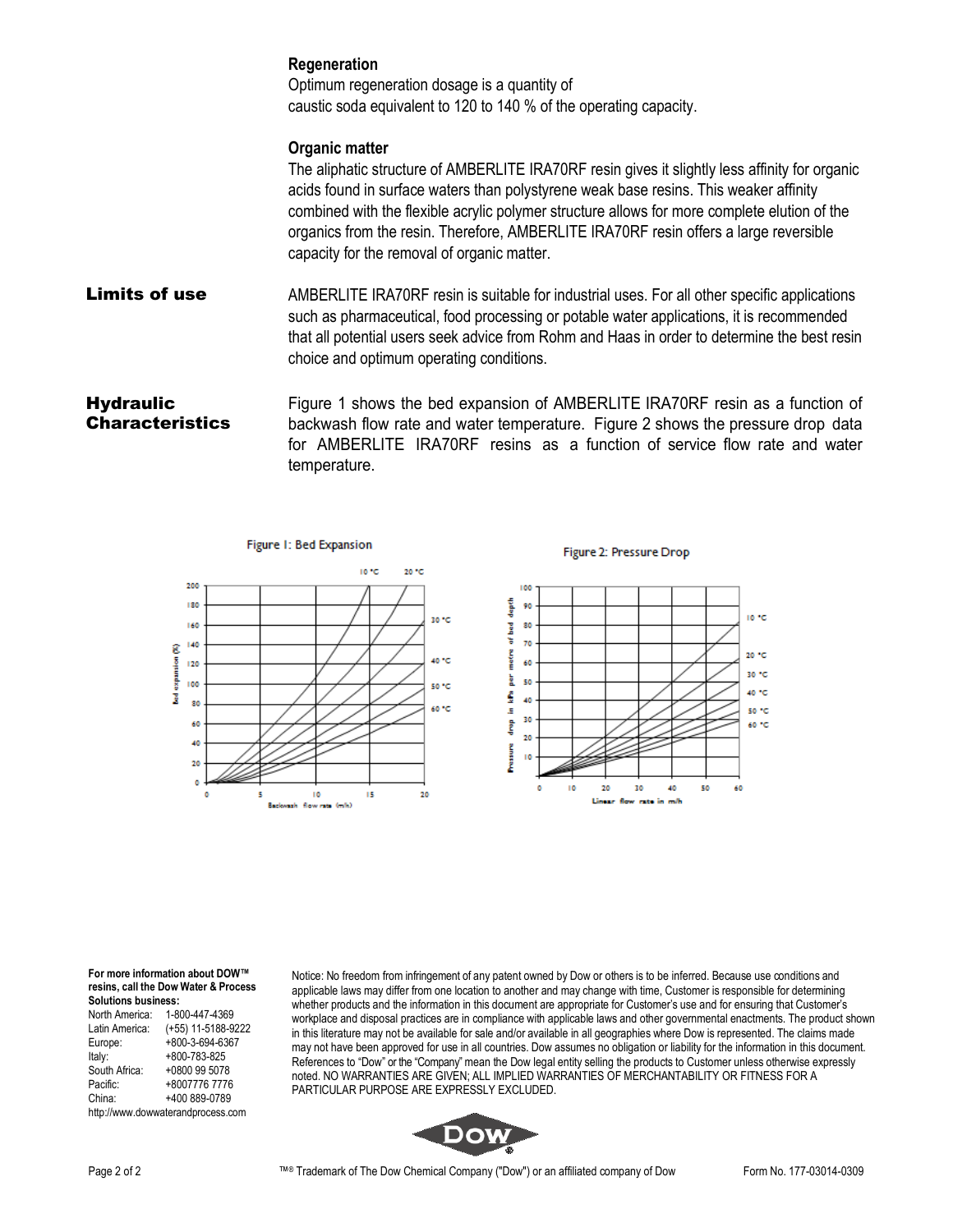### Regeneration

Optimum regeneration dosage is a quantity of
caustic soda equivalent to 120 to 140 % of the operating capacity.

### Organic matter

The aliphatic structure of AMBERLITE IRA70RF resin gives it slightly less affinity for organic acids found in surface waters than polystyrene weak base resins. This weaker affinity combined with the flexible acrylic polymer structure allows for more complete elution of the organics from the resin. Therefore, AMBERLITE IRA70RF resin offers a large reversible capacity for the removal of organic matter.

## Limits of use

AMBERLITE IRA70RF resin is suitable for industrial uses. For all other specific applications such as pharmaceutical, food processing or potable water applications, it is recommended that all potential users seek advice from Rohm and Haas in order to determine the best resin choice and optimum operating conditions.

## Hydraulic Characteristics

Figure 1 shows the bed expansion of AMBERLITE IRA70RF resin as a function of backwash flow rate and water temperature. Figure 2 shows the pressure drop data for AMBERLITE IRA70RF resins as a function of service flow rate and water temperature.

Figure 1: Bed Expansion

10 °C
20 °C
30 °C
40 °C
50 °C
60 °C
Bed expansion (%)
0
20
40
60
80
100
120
140
160
180
200
Backwash flow rate (m/h)
0
5
10
15
20

Figure 2: Pressure Drop

10 °C
20 °C
30 °C
40 °C
50 °C
60 °C
Pressure drop in kPa per metre of bed depth
0
10
20
30
40
50
60
70
80
90
100
Linear flow rate in m/h
0
10
20
30
40
50
60

**For more information about DOW™ resins, call the Dow Water & Process Solutions business:**
North America: 1-800-447-4369
Latin America: (+55) 11-5188-9222
Europe: +800-3-694-6367
Italy: +800-783-825
South Africa: +0800 99 5078
Pacific: +8007776 7776
China: +400 889-0789
http://www.dowwaterandprocess.com

Notice: No freedom from infringement of any patent owned by Dow or others is to be inferred. Because use conditions and applicable laws may differ from one location to another and may change with time, Customer is responsible for determining whether products and the information in this document are appropriate for Customer's use and for ensuring that Customer's workplace and disposal practices are in compliance with applicable laws and other governmental enactments. The product shown in this literature may not be available for sale and/or available in all geographies where Dow is represented. The claims made may not have been approved for use in all countries. Dow assumes no obligation or liability for the information in this document. References to "Dow" or the "Company" mean the Dow legal entity selling the products to Customer unless otherwise expressly noted. NO WARRANTIES ARE GIVEN; ALL IMPLIED WARRANTIES OF MERCHANTABILITY OR FITNESS FOR A PARTICULAR PURPOSE ARE EXPRESSLY EXCLUDED.

™® Trademark of The Dow Chemical Company ("Dow") or an affiliated company of Dow

Form No. 177-03014-0309